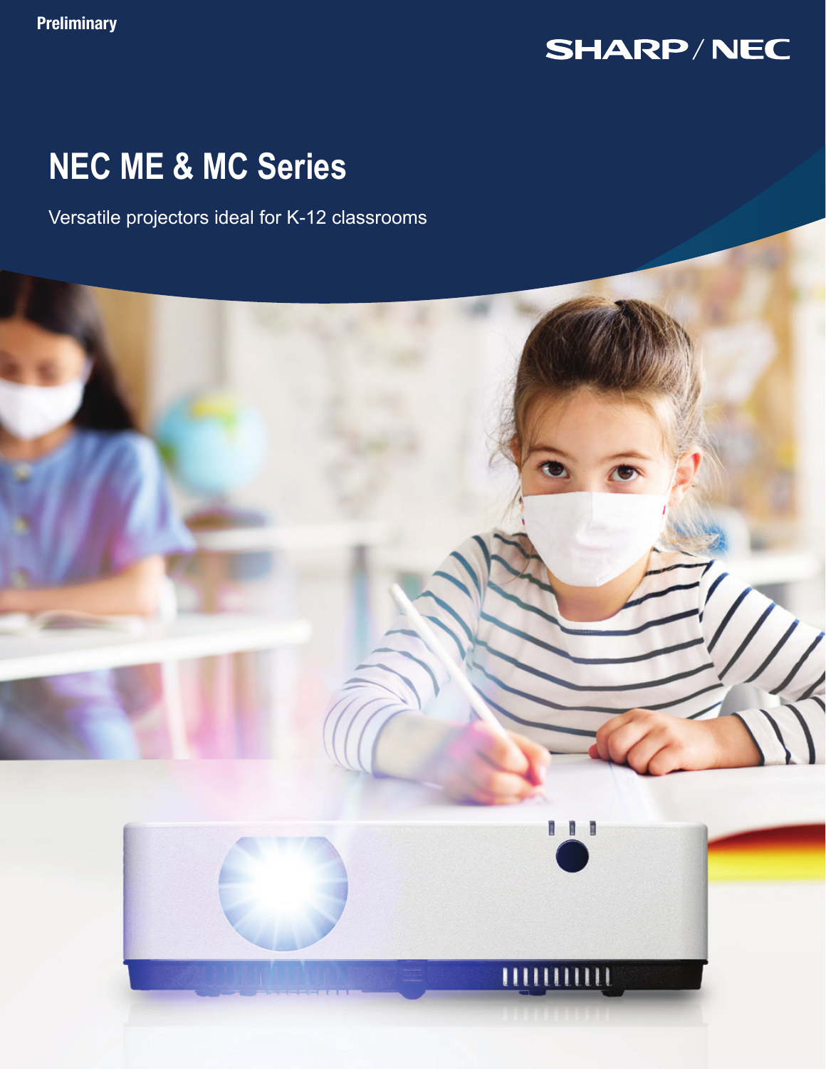Preliminary

SHARP/NEC

# NEC ME & MC Series

Versatile projectors ideal for K-12 classrooms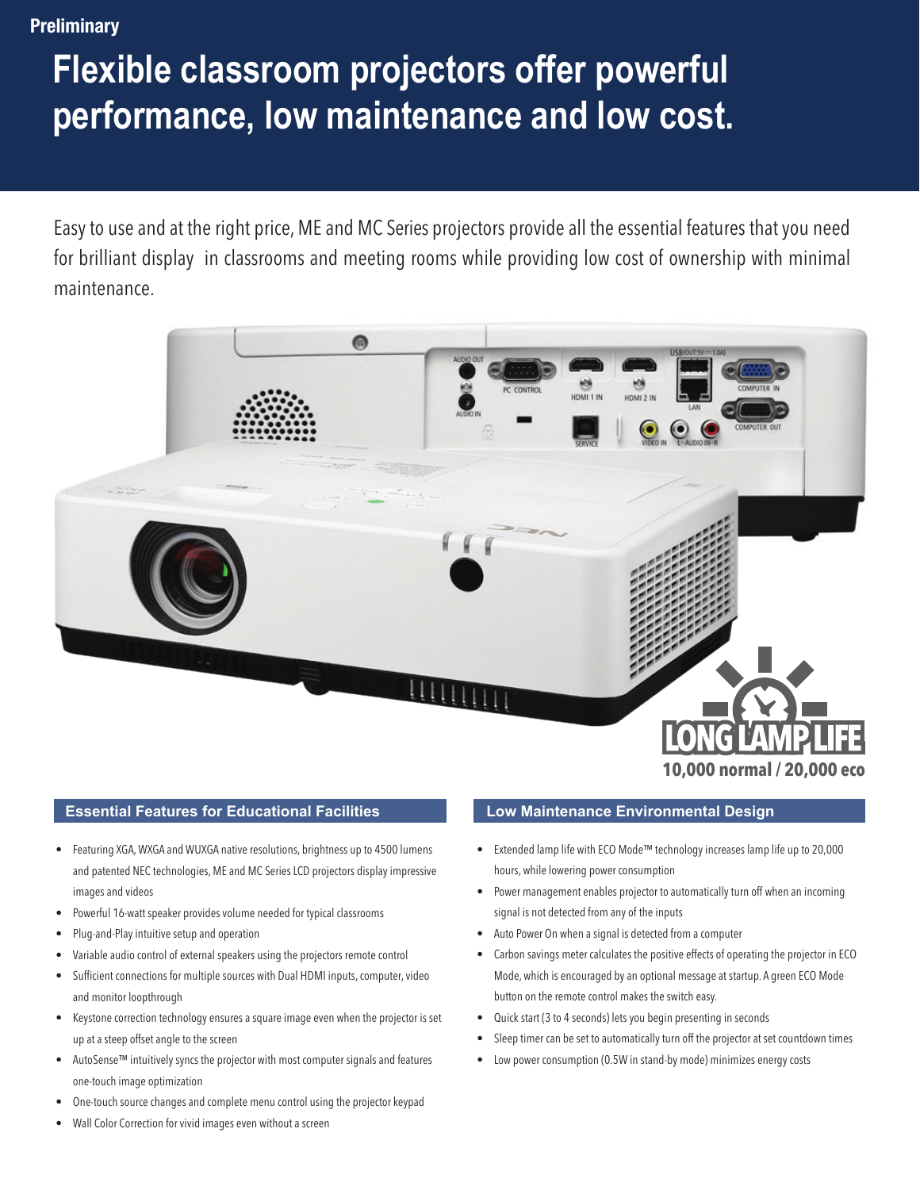Preliminary

# Flexible classroom projectors offer powerful performance, low maintenance and low cost.

Easy to use and at the right price, ME and MC Series projectors provide all the essential features that you need for brilliant display in classrooms and meeting rooms while providing low cost of ownership with minimal maintenance.

**LONG LAMP LIFE**
**10,000 normal / 20,000 eco**

## Essential Features for Educational Facilities

- Featuring XGA, WXGA and WUXGA native resolutions, brightness up to 4500 lumens and patented NEC technologies, ME and MC Series LCD projectors display impressive images and videos
- Powerful 16-watt speaker provides volume needed for typical classrooms
- Plug-and-Play intuitive setup and operation
- Variable audio control of external speakers using the projectors remote control
- Sufficient connections for multiple sources with Dual HDMI inputs, computer, video and monitor loopthrough
- Keystone correction technology ensures a square image even when the projector is set up at a steep offset angle to the screen
- AutoSense™ intuitively syncs the projector with most computer signals and features one-touch image optimization
- One-touch source changes and complete menu control using the projector keypad
- Wall Color Correction for vivid images even without a screen

## Low Maintenance Environmental Design

- Extended lamp life with ECO Mode™ technology increases lamp life up to 20,000 hours, while lowering power consumption
- Power management enables projector to automatically turn off when an incoming signal is not detected from any of the inputs
- Auto Power On when a signal is detected from a computer
- Carbon savings meter calculates the positive effects of operating the projector in ECO Mode, which is encouraged by an optional message at startup. A green ECO Mode button on the remote control makes the switch easy.
- Quick start (3 to 4 seconds) lets you begin presenting in seconds
- Sleep timer can be set to automatically turn off the projector at set countdown times
- Low power consumption (0.5W in stand-by mode) minimizes energy costs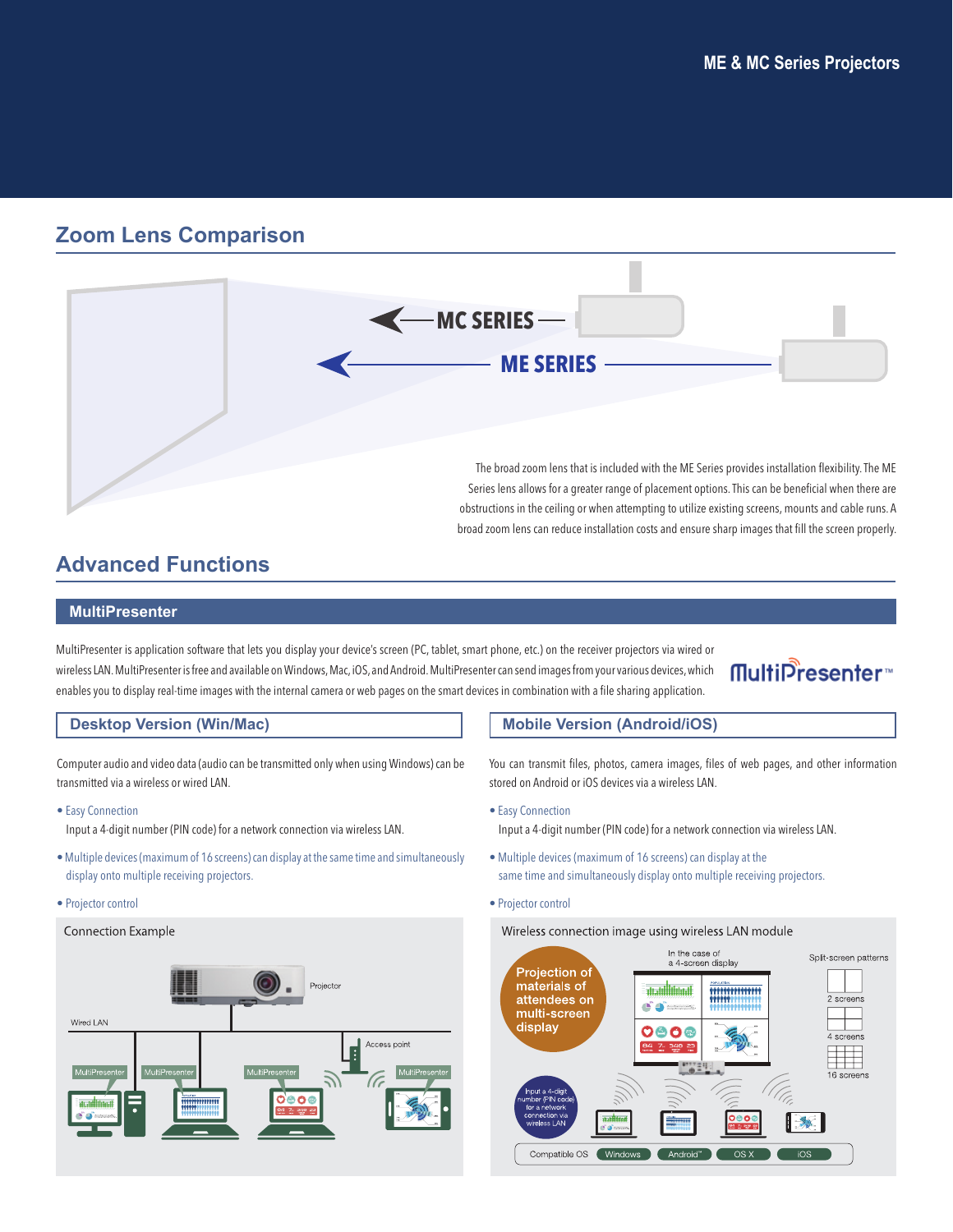## Zoom Lens Comparison

MC SERIES

ME SERIES

The broad zoom lens that is included with the ME Series provides installation flexibility. The ME Series lens allows for a greater range of placement options. This can be beneficial when there are obstructions in the ceiling or when attempting to utilize existing screens, mounts and cable runs. A broad zoom lens can reduce installation costs and ensure sharp images that fill the screen properly.

## Advanced Functions

### MultiPresenter

MultiPresenter is application software that lets you display your device's screen (PC, tablet, smart phone, etc.) on the receiver projectors via wired or wireless LAN. MultiPresenter is free and available on Windows, Mac, iOS, and Android. MultiPresenter can send images from your various devices, which enables you to display real-time images with the internal camera or web pages on the smart devices in combination with a file sharing application.

#### Desktop Version (Win/Mac)

Computer audio and video data (audio can be transmitted only when using Windows) can be transmitted via a wireless or wired LAN.

- Easy Connection
  Input a 4-digit number (PIN code) for a network connection via wireless LAN.
- Multiple devices (maximum of 16 screens) can display at the same time and simultaneously display onto multiple receiving projectors.
- Projector control

Connection Example

Projector

Wired LAN

Access point

MultiPresenter | MultiPresenter | MultiPresenter | MultiPresenter

#### Mobile Version (Android/iOS)

You can transmit files, photos, camera images, files of web pages, and other information stored on Android or iOS devices via a wireless LAN.

- Easy Connection
  Input a 4-digit number (PIN code) for a network connection via wireless LAN.
- Multiple devices (maximum of 16 screens) can display at the same time and simultaneously display onto multiple receiving projectors.
- Projector control

Wireless connection image using wireless LAN module

Projection of materials of attendees on multi-screen display

In the case of a 4-screen display

Split-screen patterns: 2 screens, 4 screens, 16 screens

Input a 4-digit number (PIN code) for a network connection via wireless LAN

Compatible OS: Windows, Android™, OS X, iOS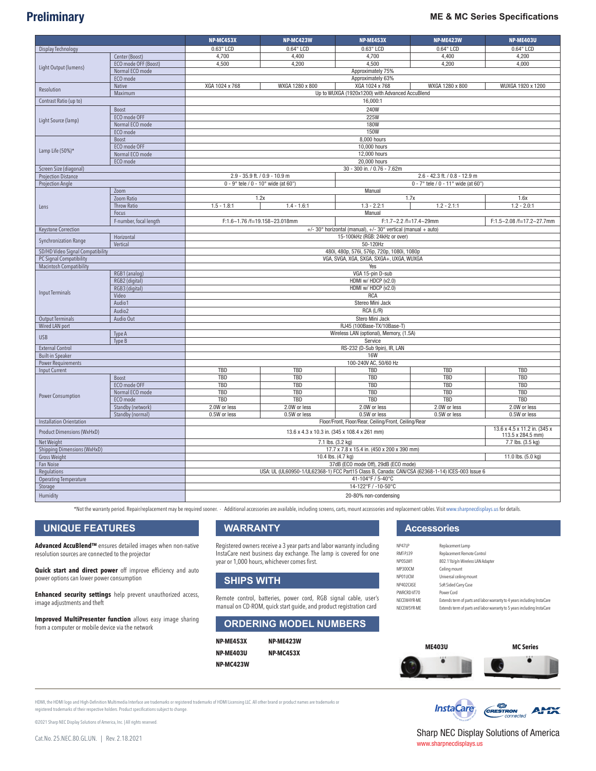# Preliminary

## ME & MC Series Specifications

| | | NP-MC453X | NP-MC423W | NP-ME453X | NP-ME423W | NP-ME403U |
|---|---|---|---|---|---|---|
| Display Technology | | 0.63" LCD | 0.64" LCD | 0.63" LCD | 0.64" LCD | 0.64" LCD |
| Light Output (lumens) | Center (Boost) | 4,700 | 4,400 | 4,700 | 4,400 | 4,200 |
| | ECO mode OFF (Boost) | 4,500 | 4,200 | 4,500 | 4,200 | 4,000 |
| | Normal ECO mode | Approximately 75% | | | | |
| | ECO mode | Approximately 63% | | | | |
| Resolution | Native | XGA 1024 x 768 | WXGA 1280 x 800 | XGA 1024 x 768 | WXGA 1280 x 800 | WUXGA 1920 x 1200 |
| | Maximum | Up to WUXGA (1920x1200) with Advanced AccuBlend | | | | |
| Contrast Ratio (up to) | | 16,000:1 | | | | |
| Light Source (lamp) | Boost | 240W | | | | |
| | ECO mode OFF | 225W | | | | |
| | Normal ECO mode | 180W | | | | |
| | ECO mode | 150W | | | | |
| Lamp Life (50%)* | Boost | 8,000 hours | | | | |
| | ECO mode OFF | 10,000 hours | | | | |
| | Normal ECO mode | 12,000 hours | | | | |
| | ECO mode | 20,000 hours | | | | |
| Screen Size (diagonal) | | 30 - 300 in. / 0.76 - 7.62m | | | | |
| Projection Distance | | 2.9 - 35.9 ft. / 0.9 - 10.9 m | | 2.6 - 42.3 ft. / 0.8 - 12.9 m | | |
| Projection Angle | | 0 - 9° tele / 0 - 10° wide (at 60") | | 0 - 7° tele / 0 - 11° wide (at 60") | | |
| Lens | Zoom | Manual | | | | |
| | Zoom Ratio | 1.2x | | 1.7x | | 1.6x |
| | Throw Ratio | 1.5 - 1.8:1 | 1.4 - 1.6:1 | 1.3 - 2.2:1 | 1.2 - 2.1:1 | 1.2 - 2.0:1 |
| | Focus | Manual | | | | |
| | F-number, focal length | F:1.6~1.76 /f=19.158~23.018mm | | F:1.7~2.2 /f=17.4~29mm | | F:1.5~2.08 /f=17.2~27.7mm |
| Keystone Correction | | +/- 30° horizontal (manual), +/- 30° vertical (manual + auto) | | | | |
| Synchronization Range | Horizontal | 15-100kHz (RGB: 24kHz or over) | | | | |
| | Vertical | 50-120Hz | | | | |
| SD/HD Video Signal Compatibility | | 480i, 480p, 576i, 576p, 720p, 1080i, 1080p | | | | |
| PC Signal Compatibility | | VGA, SVGA, XGA, SXGA, SXGA+, UXGA, WUXGA | | | | |
| Macintosh Compatibility | | Yes | | | | |
| Input Terminals | RGB1 (analog) | VGA 15-pin D-sub | | | | |
| | RGB2 (digital) | HDMI w/ HDCP (v2.0) | | | | |
| | RGB3 (digital) | HDMI w/ HDCP (v2.0) | | | | |
| | Video | RCA | | | | |
| | Audio1 | Stereo Mini Jack | | | | |
| | Audio2 | RCA (L/R) | | | | |
| Output Terminals | Audio Out | Stero Mini Jack | | | | |
| Wired LAN port | | RJ45 (100Base-TX/10Base-T) | | | | |
| USB | Type A | Wireless LAN (optional), Memory, (1.5A) | | | | |
| | Type B | Service | | | | |
| External Control | | RS-232 (D-Sub 9pin), IR, LAN | | | | |
| Built-in Speaker | | 16W | | | | |
| Power Requirements | | 100-240V AC, 50/60 Hz | | | | |
| Input Current | | TBD | TBD | TBD | TBD | TBD |
| Power Consumption | Boost | TBD | TBD | TBD | TBD | TBD |
| | ECO mode OFF | TBD | TBD | TBD | TBD | TBD |
| | Normal ECO mode | TBD | TBD | TBD | TBD | TBD |
| | ECO mode | TBD | TBD | TBD | TBD | TBD |
| | Standby (network) | 2.0W or less | 2.0W or less | 2.0W or less | 2.0W or less | 2.0W or less |
| | Standby (normal) | 0.5W or less | 0.5W or less | 0.5W or less | 0.5W or less | 0.5W or less |
| Installation Orientation | | Floor/Front, Floor/Rear, Ceiling/Front, Ceiling/Rear | | | | |
| Product Dimensions (WxHxD) | | 13.6 x 4.3 x 10.3 in. (345 x 108.4 x 261 mm) | | | | 13.6 x 4.5 x 11.2 in. (345 x 113.5 x 284.5 mm) |
| Net Weight | | 7.1 lbs. (3.2 kg) | | | | 7.7 lbs. (3.5 kg) |
| Shipping Dimensions (WxHxD) | | 17.7 x 7.8 x 15.4 in. (450 x 200 x 390 mm) | | | | |
| Gross Weight | | 10.4 lbs. (4.7 kg) | | | | 11.0 lbs. (5.0 kg) |
| Fan Noise | | 37dB (ECO mode Off), 29dB (ECO mode) | | | | |
| Regulations | | USA: UL (UL60950-1/UL62368-1) FCC Part15 Class B, Canada: CAN/CSA (62368-1-14) ICES-003 Issue 6 | | | | |
| Operating Temperature | | 41-104°F / 5-40°C | | | | |
| Storage | | 14-122°F / -10-50°C | | | | |
| Humidity | | 20-80% non-condensing | | | | |

*Not the warranty period. Repair/replacement may be required sooner. · Additional accessories are available, including screens, carts, mount accessories and replacement cables. Visit www.sharpnecdisplays.us for details.

## UNIQUE FEATURES

**Advanced AccuBlend™** ensures detailed images when non-native resolution sources are connected to the projector

**Quick start and direct power** off improve efficiency and auto power options can lower power consumption

**Enhanced security settings** help prevent unauthorized access, image adjustments and theft

**Improved MultiPresenter function** allows easy image sharing from a computer or mobile device via the network

## WARRANTY

Registered owners receive a 3 year parts and labor warranty including InstaCare next business day exchange. The lamp is covered for one year or 1,000 hours, whichever comes first.

## SHIPS WITH

Remote control, batteries, power cord, RGB signal cable, user's manual on CD-ROM, quick start guide, and product registration card

## ORDERING MODEL NUMBERS

**NP-ME453X**
**NP-ME423W**
**NP-ME403U**
**NP-MC453X**
**NP-MC423W**

## Accessories

| | |
|---|---|
| NP47LP | Replacement Lamp |
| RMT-PJ39 | Replacement Remote Control |
| NP05LM1 | 802.11b/g/n Wireless LAN Adapter |
| MP300CM | Ceiling mount |
| NP01UCM | Universal ceiling mount |
| NP402CASE | Soft Sided Carry Case |
| PWRCRD-VT70 | Power Cord |
| NECEW4YR-ME | Extends term of parts and labor warranty to 4 years including InstaCare |
| NECEW5YR-ME | Extends term of parts and labor warranty to 5 years including InstaCare |

**ME403U** **MC Series**

HDMI, the HDMI logo and High-Definition Multimedia Interface are trademarks or registered trademarks of HDMI Licensing LLC. All other brand or product names are trademarks or registered trademarks of their respective holders. Product specifications subject to change.

©2021 Sharp NEC Display Solutions of America, Inc. | All rights reserved.

Cat.No. 25.NEC.80.GL.UN. | Rev. 2.18.2021

Sharp NEC Display Solutions of America
www.sharpnecdisplays.us